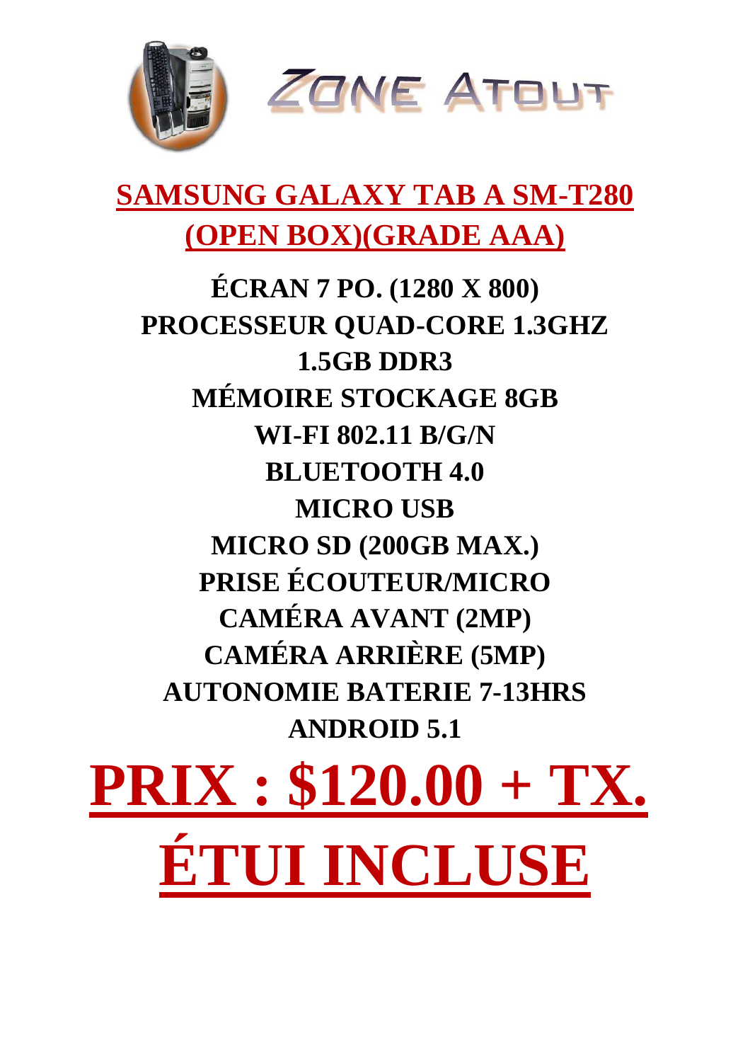ZONE ATOUT

# SAMSUNG GALAXY TAB A SM-T280 (OPEN BOX)(GRADE AAA)

**ÉCRAN 7 PO. (1280 X 800)**
**PROCESSEUR QUAD-CORE 1.3GHZ**
**1.5GB DDR3**
**MÉMOIRE STOCKAGE 8GB**
**WI-FI 802.11 B/G/N**
**BLUETOOTH 4.0**
**MICRO USB**
**MICRO SD (200GB MAX.)**
**PRISE ÉCOUTEUR/MICRO**
**CAMÉRA AVANT (2MP)**
**CAMÉRA ARRIÈRE (5MP)**
**AUTONOMIE BATERIE 7-13HRS**
**ANDROID 5.1**

# PRIX : $120.00 + TX.

# ÉTUI INCLUSE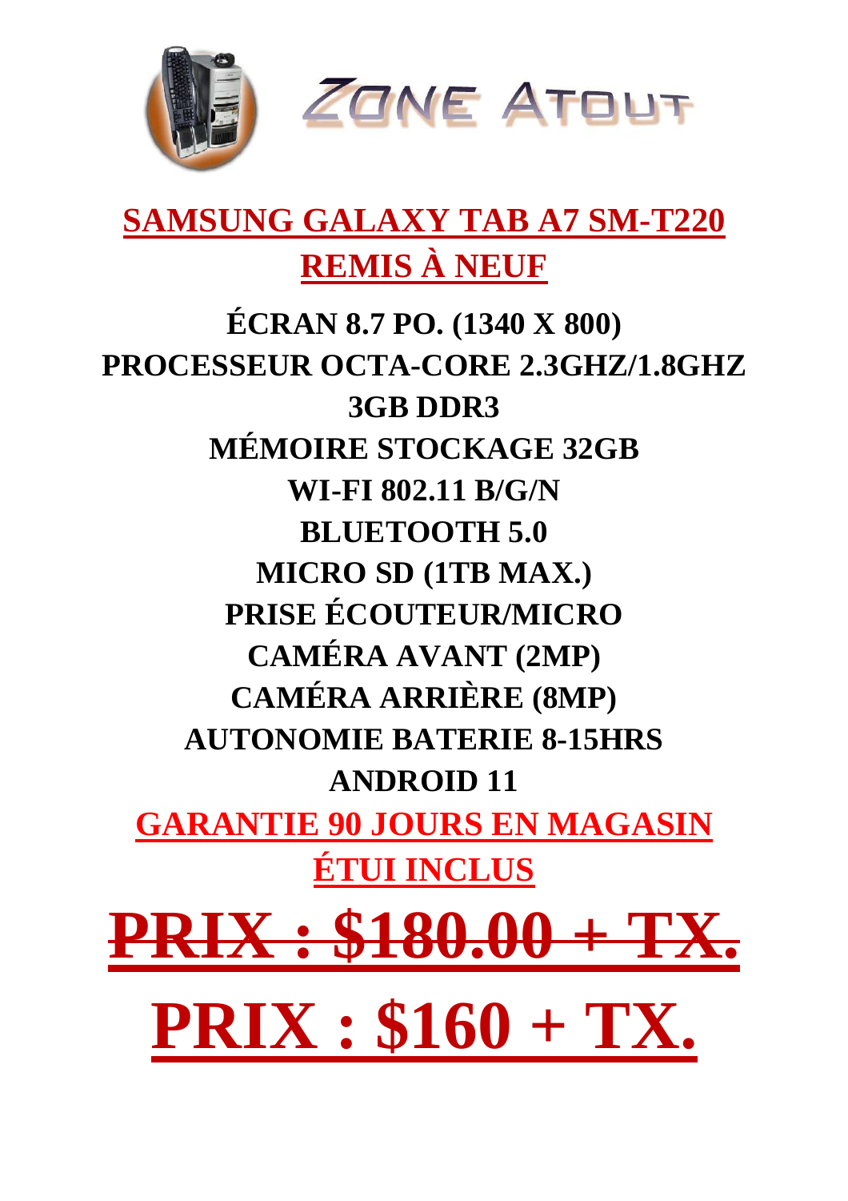ZONE ATOUT

# SAMSUNG GALAXY TAB A7 SM-T220
# REMIS À NEUF

**ÉCRAN 8.7 PO. (1340 X 800)**
**PROCESSEUR OCTA-CORE 2.3GHZ/1.8GHZ**
**3GB DDR3**
**MÉMOIRE STOCKAGE 32GB**
**WI-FI 802.11 B/G/N**
**BLUETOOTH 5.0**
**MICRO SD (1TB MAX.)**
**PRISE ÉCOUTEUR/MICRO**
**CAMÉRA AVANT (2MP)**
**CAMÉRA ARRIÈRE (8MP)**
**AUTONOMIE BATERIE 8-15HRS**
**ANDROID 11**

**GARANTIE 90 JOURS EN MAGASIN**
**ÉTUI INCLUS**

# ~~PRIX : $180.00 + TX.~~

# PRIX : $160 + TX.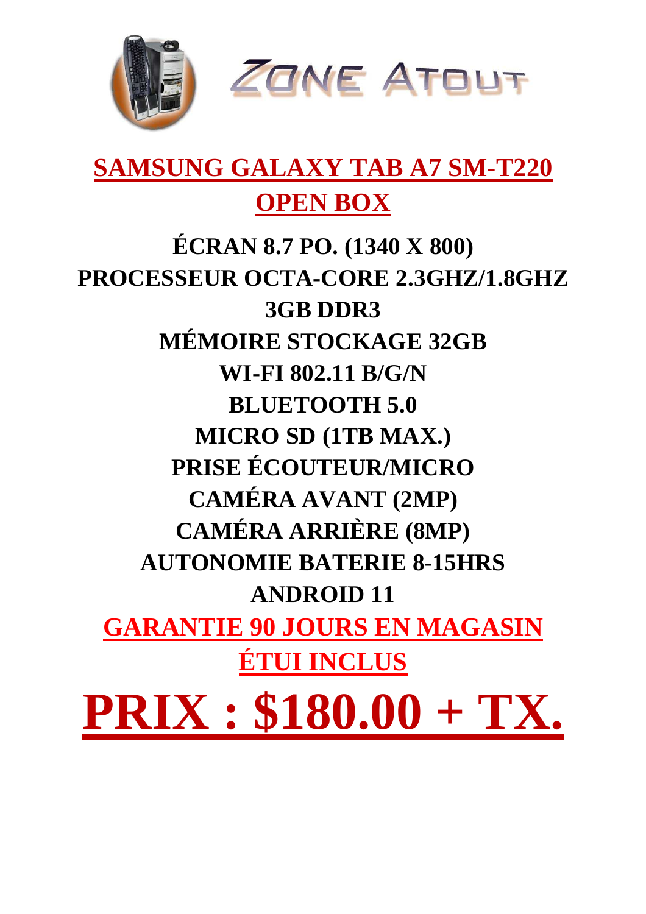ZONE ATOUT

# SAMSUNG GALAXY TAB A7 SM-T220
# OPEN BOX

**ÉCRAN 8.7 PO. (1340 X 800)**

**PROCESSEUR OCTA-CORE 2.3GHZ/1.8GHZ**

**3GB DDR3**

**MÉMOIRE STOCKAGE 32GB**

**WI-FI 802.11 B/G/N**

**BLUETOOTH 5.0**

**MICRO SD (1TB MAX.)**

**PRISE ÉCOUTEUR/MICRO**

**CAMÉRA AVANT (2MP)**

**CAMÉRA ARRIÈRE (8MP)**

**AUTONOMIE BATERIE 8-15HRS**

**ANDROID 11**

**GARANTIE 90 JOURS EN MAGASIN**

**ÉTUI INCLUS**

# PRIX : $180.00 + TX.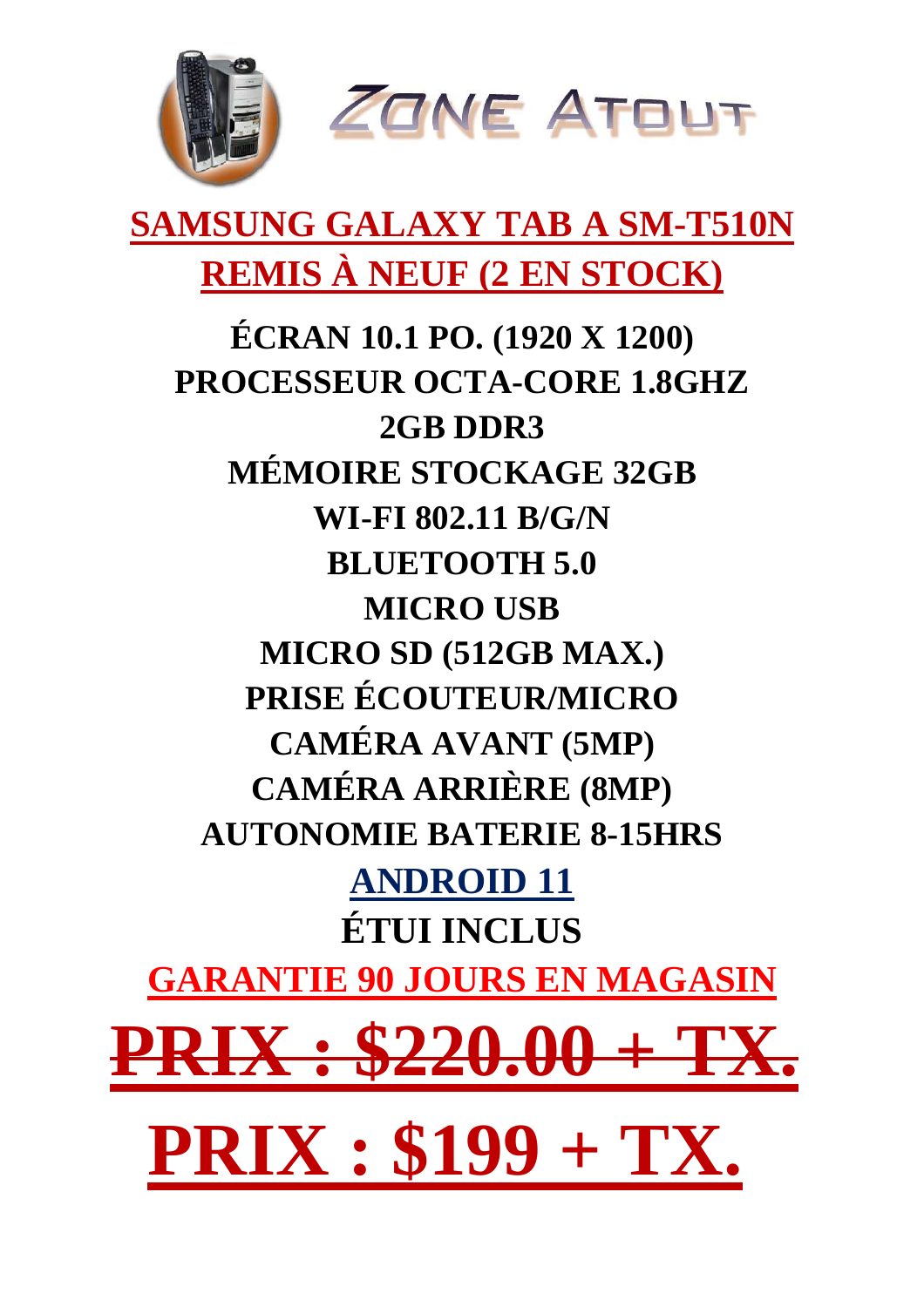ZONE ATOUT

# SAMSUNG GALAXY TAB A SM-T510N REMIS À NEUF (2 EN STOCK)

**ÉCRAN 10.1 PO. (1920 X 1200)**
**PROCESSEUR OCTA-CORE 1.8GHZ**
**2GB DDR3**
**MÉMOIRE STOCKAGE 32GB**
**WI-FI 802.11 B/G/N**
**BLUETOOTH 5.0**
**MICRO USB**
**MICRO SD (512GB MAX.)**
**PRISE ÉCOUTEUR/MICRO**
**CAMÉRA AVANT (5MP)**
**CAMÉRA ARRIÈRE (8MP)**
**AUTONOMIE BATERIE 8-15HRS**
**ANDROID 11**
**ÉTUI INCLUS**

**GARANTIE 90 JOURS EN MAGASIN**

# ~~PRIX : $220.00 + TX.~~

# PRIX : $199 + TX.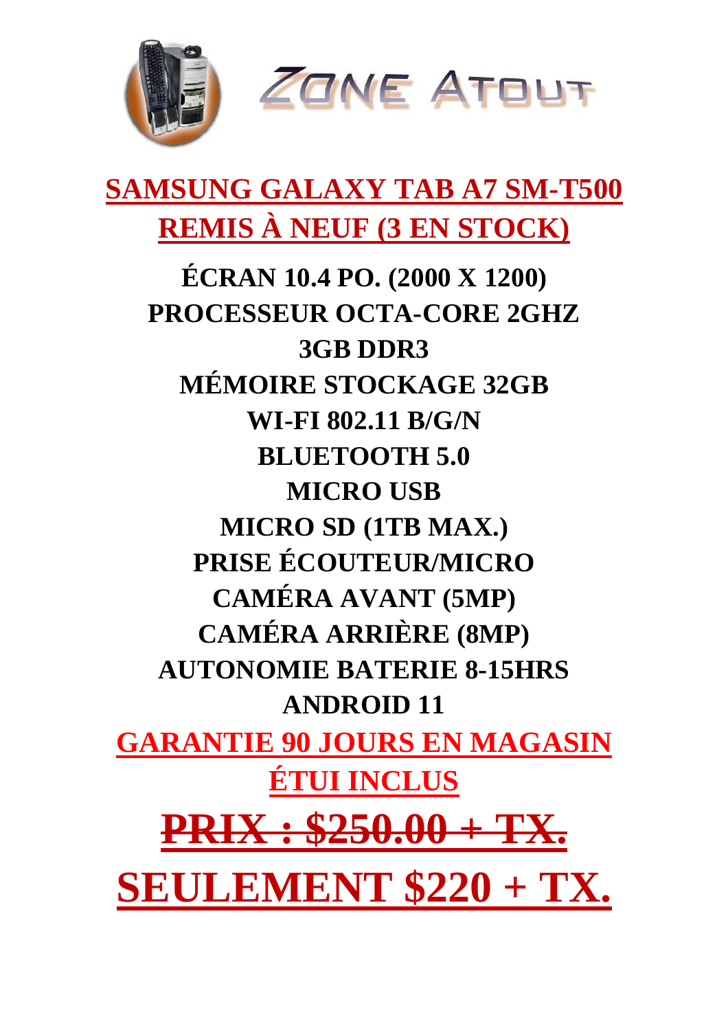ZONE ATOUT

# SAMSUNG GALAXY TAB A7 SM-T500 REMIS À NEUF (3 EN STOCK)

**ÉCRAN 10.4 PO. (2000 X 1200)**
**PROCESSEUR OCTA-CORE 2GHZ**
**3GB DDR3**
**MÉMOIRE STOCKAGE 32GB**
**WI-FI 802.11 B/G/N**
**BLUETOOTH 5.0**
**MICRO USB**
**MICRO SD (1TB MAX.)**
**PRISE ÉCOUTEUR/MICRO**
**CAMÉRA AVANT (5MP)**
**CAMÉRA ARRIÈRE (8MP)**
**AUTONOMIE BATERIE 8-15HRS**
**ANDROID 11**

**GARANTIE 90 JOURS EN MAGASIN**

**ÉTUI INCLUS**

## ~~PRIX : $250.00 + TX.~~

# SEULEMENT $220 + TX.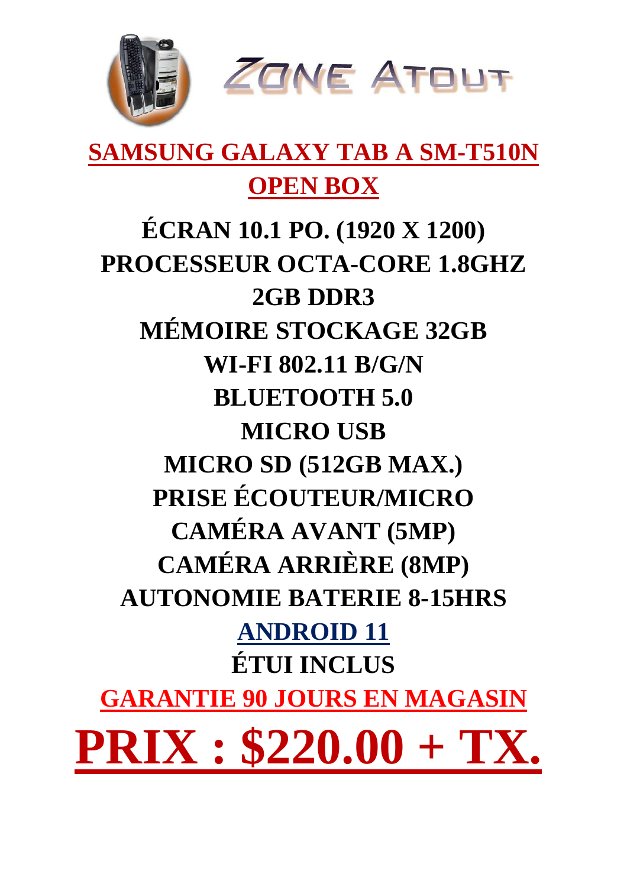ZONE ATOUT

# SAMSUNG GALAXY TAB A SM-T510N OPEN BOX

**ÉCRAN 10.1 PO. (1920 X 1200)**
**PROCESSEUR OCTA-CORE 1.8GHZ**
**2GB DDR3**
**MÉMOIRE STOCKAGE 32GB**
**WI-FI 802.11 B/G/N**
**BLUETOOTH 5.0**
**MICRO USB**
**MICRO SD (512GB MAX.)**
**PRISE ÉCOUTEUR/MICRO**
**CAMÉRA AVANT (5MP)**
**CAMÉRA ARRIÈRE (8MP)**
**AUTONOMIE BATERIE 8-15HRS**
**ANDROID 11**
**ÉTUI INCLUS**

**GARANTIE 90 JOURS EN MAGASIN**

# PRIX : $220.00 + TX.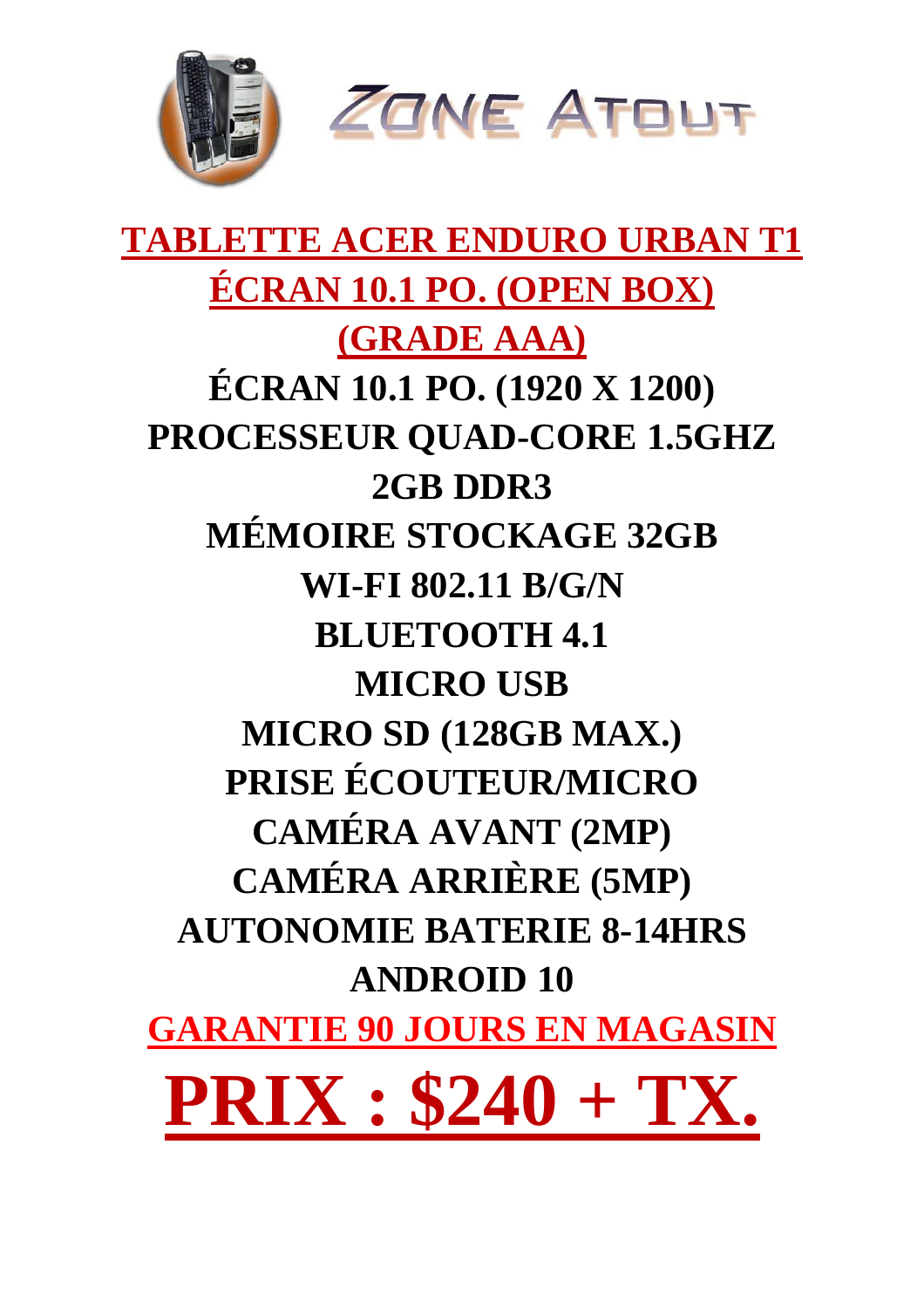ZONE ATOUT

# TABLETTE ACER ENDURO URBAN T1 ÉCRAN 10.1 PO. (OPEN BOX) (GRADE AAA)

**ÉCRAN 10.1 PO. (1920 X 1200)**

**PROCESSEUR QUAD-CORE 1.5GHZ**

**2GB DDR3**

**MÉMOIRE STOCKAGE 32GB**

**WI-FI 802.11 B/G/N**

**BLUETOOTH 4.1**

**MICRO USB**

**MICRO SD (128GB MAX.)**

**PRISE ÉCOUTEUR/MICRO**

**CAMÉRA AVANT (2MP)**

**CAMÉRA ARRIÈRE (5MP)**

**AUTONOMIE BATERIE 8-14HRS**

**ANDROID 10**

**GARANTIE 90 JOURS EN MAGASIN**

# PRIX : $240 + TX.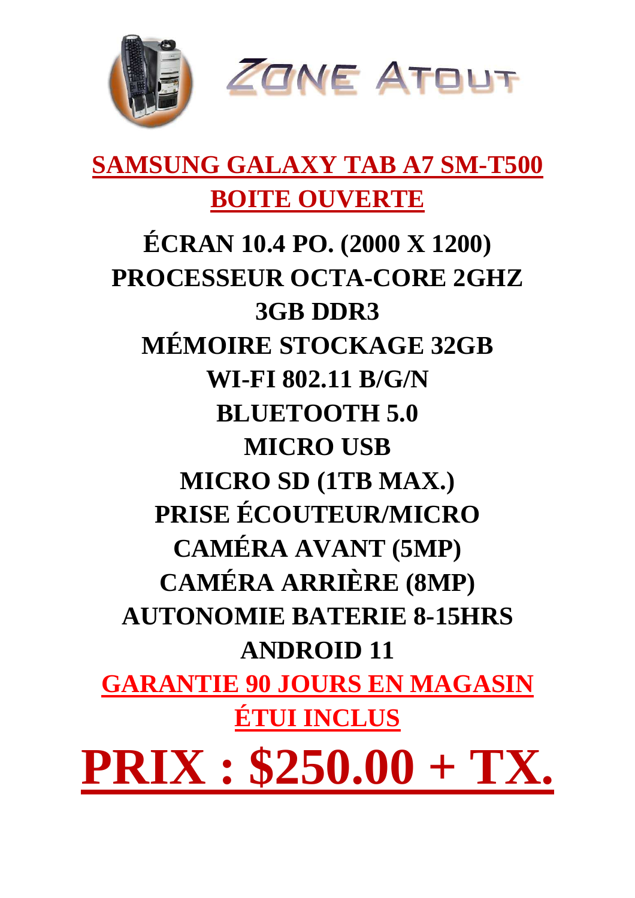ZONE ATOUT

## SAMSUNG GALAXY TAB A7 SM-T500
## BOITE OUVERTE

**ÉCRAN 10.4 PO. (2000 X 1200)**
**PROCESSEUR OCTA-CORE 2GHZ**
**3GB DDR3**
**MÉMOIRE STOCKAGE 32GB**
**WI-FI 802.11 B/G/N**
**BLUETOOTH 5.0**
**MICRO USB**
**MICRO SD (1TB MAX.)**
**PRISE ÉCOUTEUR/MICRO**
**CAMÉRA AVANT (5MP)**
**CAMÉRA ARRIÈRE (8MP)**
**AUTONOMIE BATERIE 8-15HRS**
**ANDROID 11**

**GARANTIE 90 JOURS EN MAGASIN**
**ÉTUI INCLUS**

# PRIX : $250.00 + TX.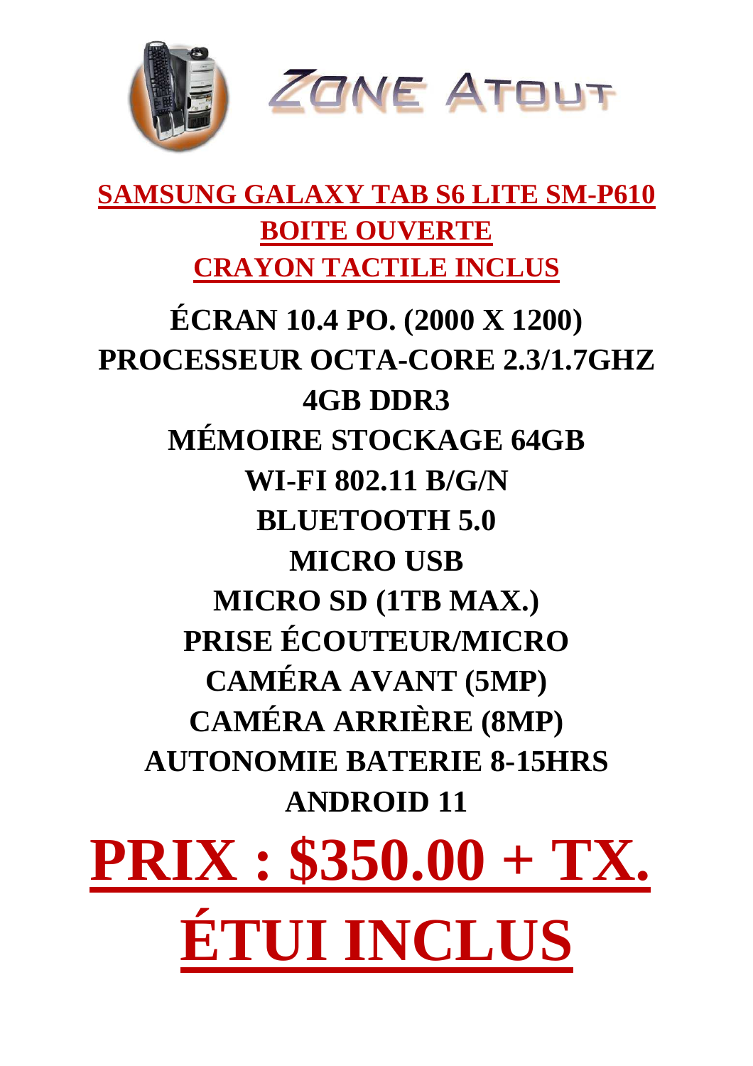ZONE ATOUT

# SAMSUNG GALAXY TAB S6 LITE SM-P610

## BOITE OUVERTE

## CRAYON TACTILE INCLUS

**ÉCRAN 10.4 PO. (2000 X 1200)**

**PROCESSEUR OCTA-CORE 2.3/1.7GHZ**

**4GB DDR3**

**MÉMOIRE STOCKAGE 64GB**

**WI-FI 802.11 B/G/N**

**BLUETOOTH 5.0**

**MICRO USB**

**MICRO SD (1TB MAX.)**

**PRISE ÉCOUTEUR/MICRO**

**CAMÉRA AVANT (5MP)**

**CAMÉRA ARRIÈRE (8MP)**

**AUTONOMIE BATERIE 8-15HRS**

**ANDROID 11**

# PRIX : $350.00 + TX.

# ÉTUI INCLUS